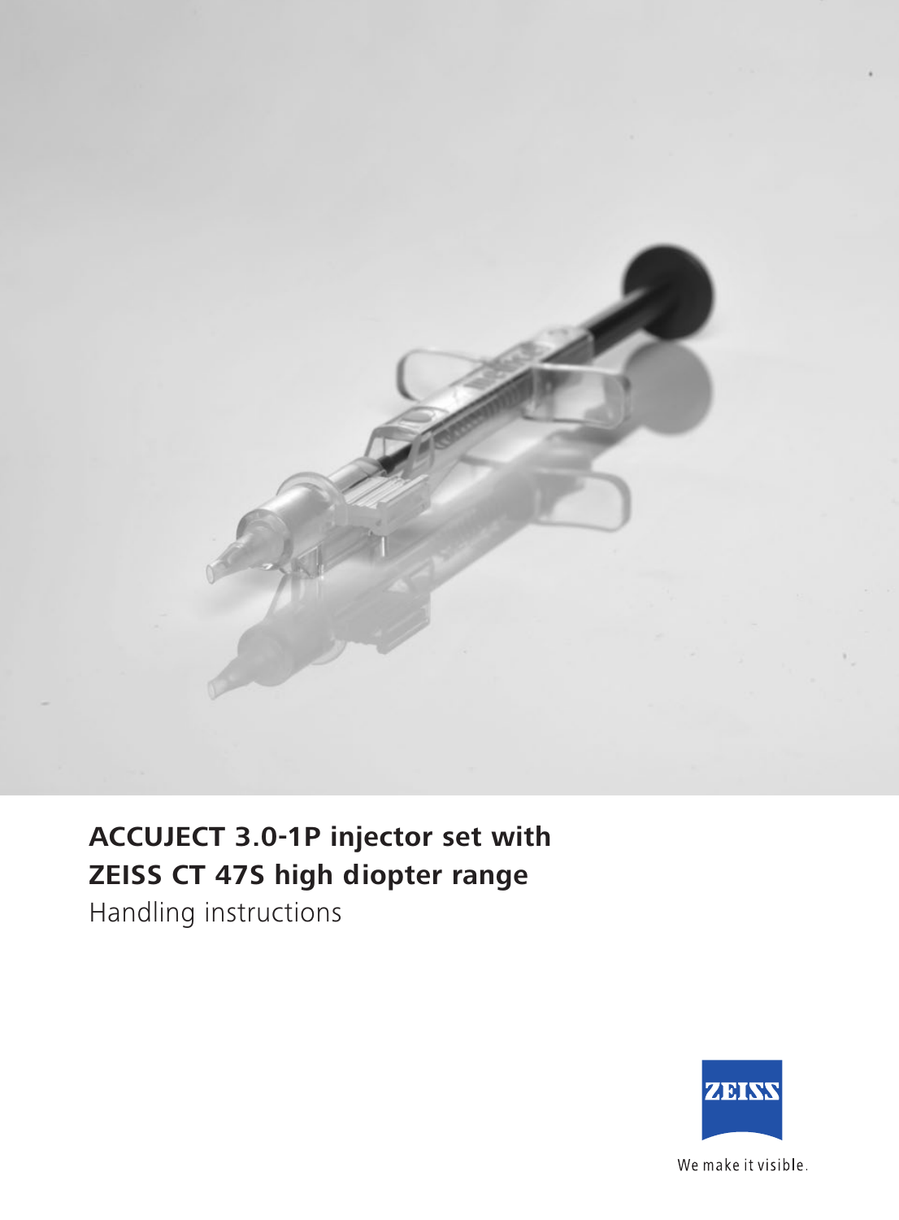# ACCUJECT 3.0-1P injector set with ZEISS CT 47S high diopter range

Handling instructions

ZEISS

We make it visible.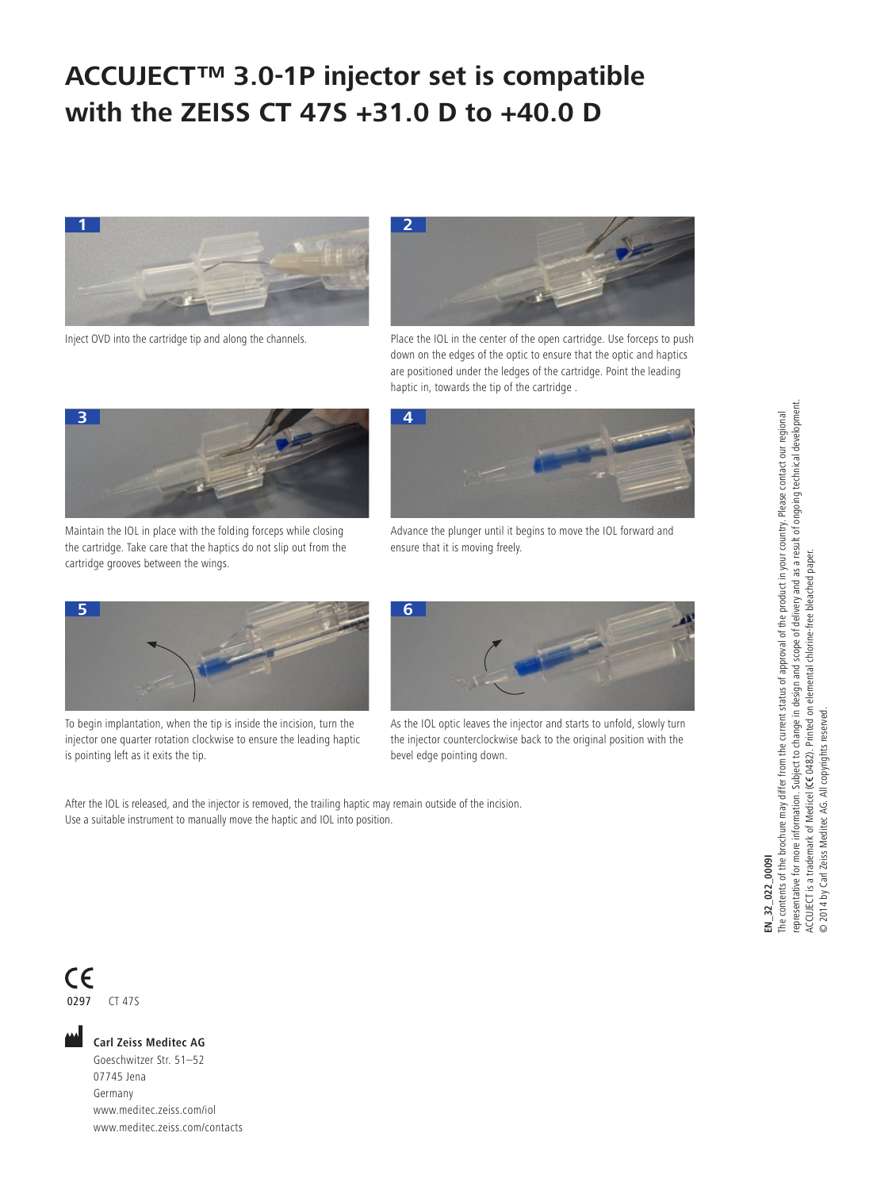# ACCUJECT™ 3.0-1P injector set is compatible with the ZEISS CT 47S +31.0 D to +40.0 D

**1**

Inject OVD into the cartridge tip and along the channels.

**2**

Place the IOL in the center of the open cartridge. Use forceps to push down on the edges of the optic to ensure that the optic and haptics are positioned under the ledges of the cartridge. Point the leading haptic in, towards the tip of the cartridge .

**3**

Maintain the IOL in place with the folding forceps while closing the cartridge. Take care that the haptics do not slip out from the cartridge grooves between the wings.

**4**

Advance the plunger until it begins to move the IOL forward and ensure that it is moving freely.

**5**

To begin implantation, when the tip is inside the incision, turn the injector one quarter rotation clockwise to ensure the leading haptic is pointing left as it exits the tip.

**6**

As the IOL optic leaves the injector and starts to unfold, slowly turn the injector counterclockwise back to the original position with the bevel edge pointing down.

After the IOL is released, and the injector is removed, the trailing haptic may remain outside of the incision. Use a suitable instrument to manually move the haptic and IOL into position.

CE 0297 CT 47S

**Carl Zeiss Meditec AG**
Goeschwitzer Str. 51–52
07745 Jena
Germany
www.meditec.zeiss.com/iol
www.meditec.zeiss.com/contacts

**EN_32_022_0009I**
The contents of the brochure may differ from the current status of approval of the product in your country. Please contact our regional representative for more information. Subject to change in design and scope of delivery and as a result of ongoing technical development. ACCUJECT is a trademark of Medicel (CE 0482). Printed on elemental chlorine-free bleached paper.
© 2014 by Carl Zeiss Meditec AG. All copyrights reserved.